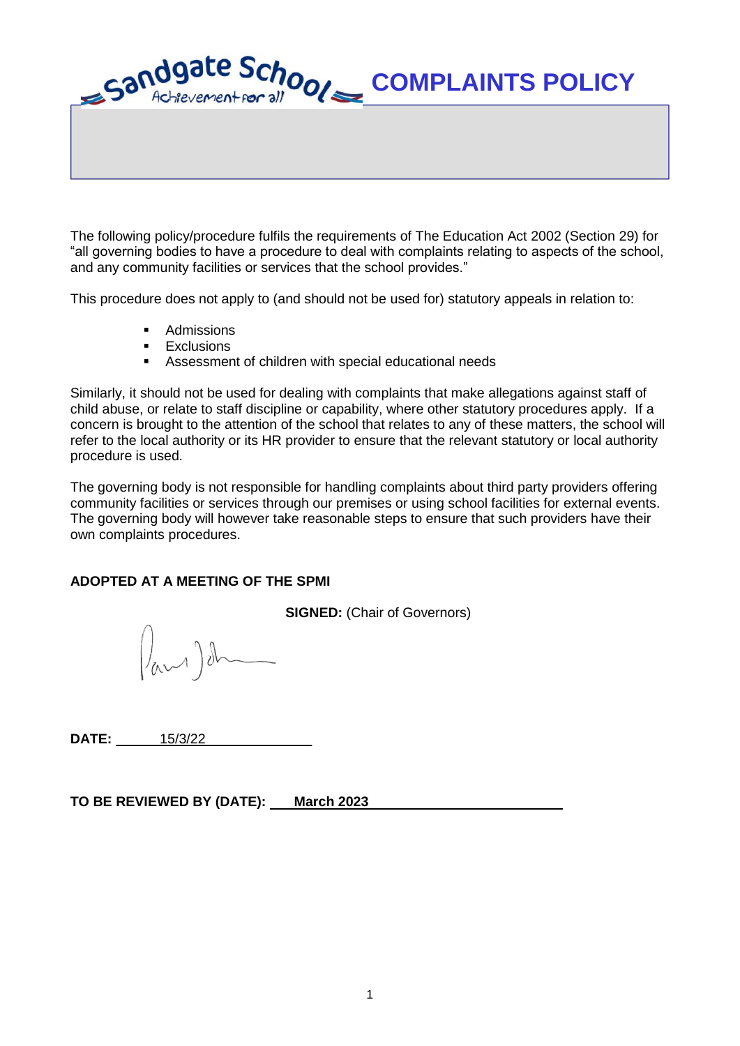# Sandgate School – Achievement for all

# COMPLAINTS POLICY

The following policy/procedure fulfils the requirements of The Education Act 2002 (Section 29) for "all governing bodies to have a procedure to deal with complaints relating to aspects of the school, and any community facilities or services that the school provides."

This procedure does not apply to (and should not be used for) statutory appeals in relation to:

- Admissions
- Exclusions
- Assessment of children with special educational needs

Similarly, it should not be used for dealing with complaints that make allegations against staff of child abuse, or relate to staff discipline or capability, where other statutory procedures apply. If a concern is brought to the attention of the school that relates to any of these matters, the school will refer to the local authority or its HR provider to ensure that the relevant statutory or local authority procedure is used.

The governing body is not responsible for handling complaints about third party providers offering community facilities or services through our premises or using school facilities for external events. The governing body will however take reasonable steps to ensure that such providers have their own complaints procedures.

**ADOPTED AT A MEETING OF THE SPMI**

**SIGNED:** (Chair of Governors)

**DATE:** 15/3/22

**TO BE REVIEWED BY (DATE):** **March 2023**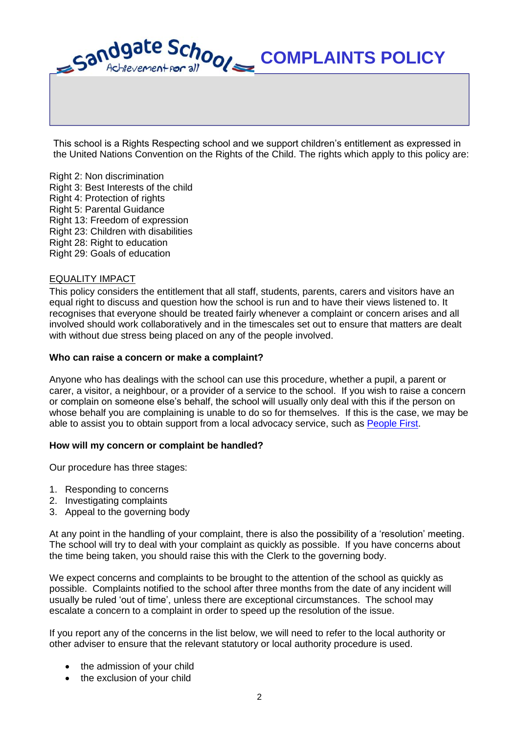# COMPLAINTS POLICY

This school is a Rights Respecting school and we support children's entitlement as expressed in the United Nations Convention on the Rights of the Child. The rights which apply to this policy are:

Right 2: Non discrimination
Right 3: Best Interests of the child
Right 4: Protection of rights
Right 5: Parental Guidance
Right 13: Freedom of expression
Right 23: Children with disabilities
Right 28: Right to education
Right 29: Goals of education

EQUALITY IMPACT

This policy considers the entitlement that all staff, students, parents, carers and visitors have an equal right to discuss and question how the school is run and to have their views listened to. It recognises that everyone should be treated fairly whenever a complaint or concern arises and all involved should work collaboratively and in the timescales set out to ensure that matters are dealt with without due stress being placed on any of the people involved.

**Who can raise a concern or make a complaint?**

Anyone who has dealings with the school can use this procedure, whether a pupil, a parent or carer, a visitor, a neighbour, or a provider of a service to the school. If you wish to raise a concern or complain on someone else's behalf, the school will usually only deal with this if the person on whose behalf you are complaining is unable to do so for themselves. If this is the case, we may be able to assist you to obtain support from a local advocacy service, such as People First.

**How will my concern or complaint be handled?**

Our procedure has three stages:

1. Responding to concerns
2. Investigating complaints
3. Appeal to the governing body

At any point in the handling of your complaint, there is also the possibility of a 'resolution' meeting. The school will try to deal with your complaint as quickly as possible. If you have concerns about the time being taken, you should raise this with the Clerk to the governing body.

We expect concerns and complaints to be brought to the attention of the school as quickly as possible. Complaints notified to the school after three months from the date of any incident will usually be ruled 'out of time', unless there are exceptional circumstances. The school may escalate a concern to a complaint in order to speed up the resolution of the issue.

If you report any of the concerns in the list below, we will need to refer to the local authority or other adviser to ensure that the relevant statutory or local authority procedure is used.

- the admission of your child
- the exclusion of your child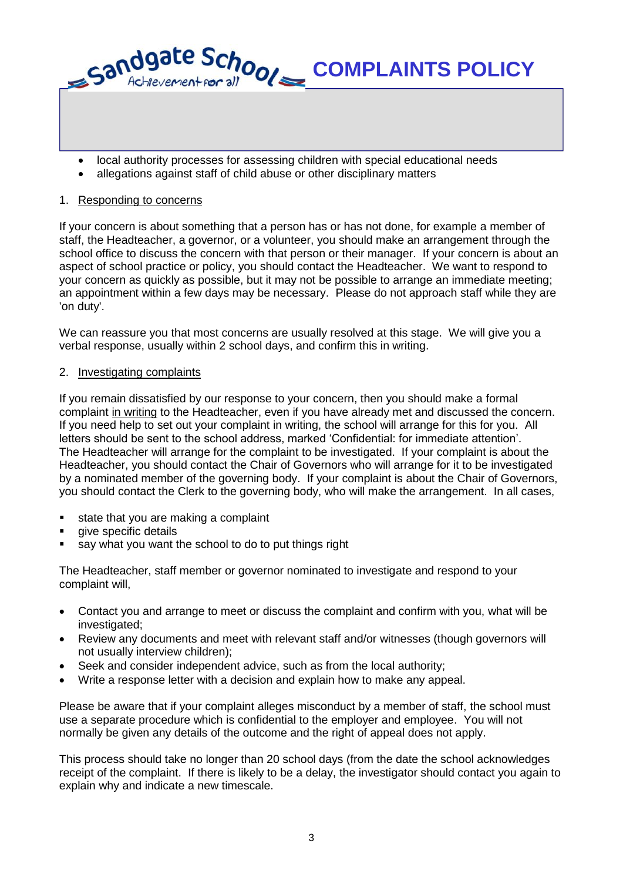- local authority processes for assessing children with special educational needs
- allegations against staff of child abuse or other disciplinary matters

1. <u>Responding to concerns</u>

If your concern is about something that a person has or has not done, for example a member of staff, the Headteacher, a governor, or a volunteer, you should make an arrangement through the school office to discuss the concern with that person or their manager. If your concern is about an aspect of school practice or policy, you should contact the Headteacher. We want to respond to your concern as quickly as possible, but it may not be possible to arrange an immediate meeting; an appointment within a few days may be necessary. Please do not approach staff while they are 'on duty'.

We can reassure you that most concerns are usually resolved at this stage. We will give you a verbal response, usually within 2 school days, and confirm this in writing.

2. <u>Investigating complaints</u>

If you remain dissatisfied by our response to your concern, then you should make a formal complaint <u>in writing</u> to the Headteacher, even if you have already met and discussed the concern. If you need help to set out your complaint in writing, the school will arrange for this for you. All letters should be sent to the school address, marked 'Confidential: for immediate attention'. The Headteacher will arrange for the complaint to be investigated. If your complaint is about the Headteacher, you should contact the Chair of Governors who will arrange for it to be investigated by a nominated member of the governing body. If your complaint is about the Chair of Governors, you should contact the Clerk to the governing body, who will make the arrangement. In all cases,

- state that you are making a complaint
- give specific details
- say what you want the school to do to put things right

The Headteacher, staff member or governor nominated to investigate and respond to your complaint will,

- Contact you and arrange to meet or discuss the complaint and confirm with you, what will be investigated;
- Review any documents and meet with relevant staff and/or witnesses (though governors will not usually interview children);
- Seek and consider independent advice, such as from the local authority;
- Write a response letter with a decision and explain how to make any appeal.

Please be aware that if your complaint alleges misconduct by a member of staff, the school must use a separate procedure which is confidential to the employer and employee. You will not normally be given any details of the outcome and the right of appeal does not apply.

This process should take no longer than 20 school days (from the date the school acknowledges receipt of the complaint. If there is likely to be a delay, the investigator should contact you again to explain why and indicate a new timescale.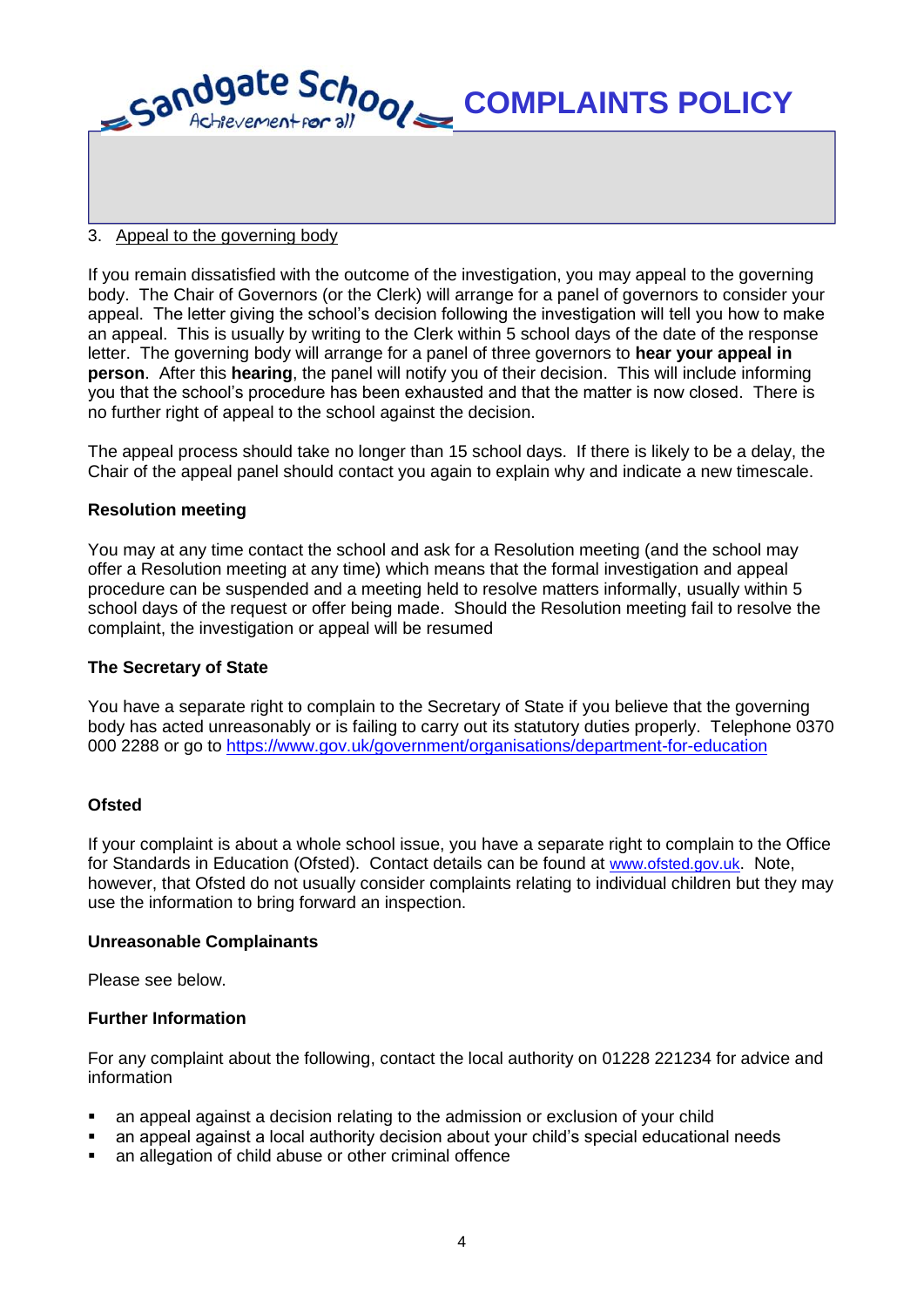3. Appeal to the governing body

If you remain dissatisfied with the outcome of the investigation, you may appeal to the governing body. The Chair of Governors (or the Clerk) will arrange for a panel of governors to consider your appeal. The letter giving the school's decision following the investigation will tell you how to make an appeal. This is usually by writing to the Clerk within 5 school days of the date of the response letter. The governing body will arrange for a panel of three governors to **hear your appeal in person**. After this **hearing**, the panel will notify you of their decision. This will include informing you that the school's procedure has been exhausted and that the matter is now closed. There is no further right of appeal to the school against the decision.

The appeal process should take no longer than 15 school days. If there is likely to be a delay, the Chair of the appeal panel should contact you again to explain why and indicate a new timescale.

**Resolution meeting**

You may at any time contact the school and ask for a Resolution meeting (and the school may offer a Resolution meeting at any time) which means that the formal investigation and appeal procedure can be suspended and a meeting held to resolve matters informally, usually within 5 school days of the request or offer being made. Should the Resolution meeting fail to resolve the complaint, the investigation or appeal will be resumed

**The Secretary of State**

You have a separate right to complain to the Secretary of State if you believe that the governing body has acted unreasonably or is failing to carry out its statutory duties properly. Telephone 0370 000 2288 or go to https://www.gov.uk/government/organisations/department-for-education

**Ofsted**

If your complaint is about a whole school issue, you have a separate right to complain to the Office for Standards in Education (Ofsted). Contact details can be found at www.ofsted.gov.uk. Note, however, that Ofsted do not usually consider complaints relating to individual children but they may use the information to bring forward an inspection.

**Unreasonable Complainants**

Please see below.

**Further Information**

For any complaint about the following, contact the local authority on 01228 221234 for advice and information

- an appeal against a decision relating to the admission or exclusion of your child
- an appeal against a local authority decision about your child's special educational needs
- an allegation of child abuse or other criminal offence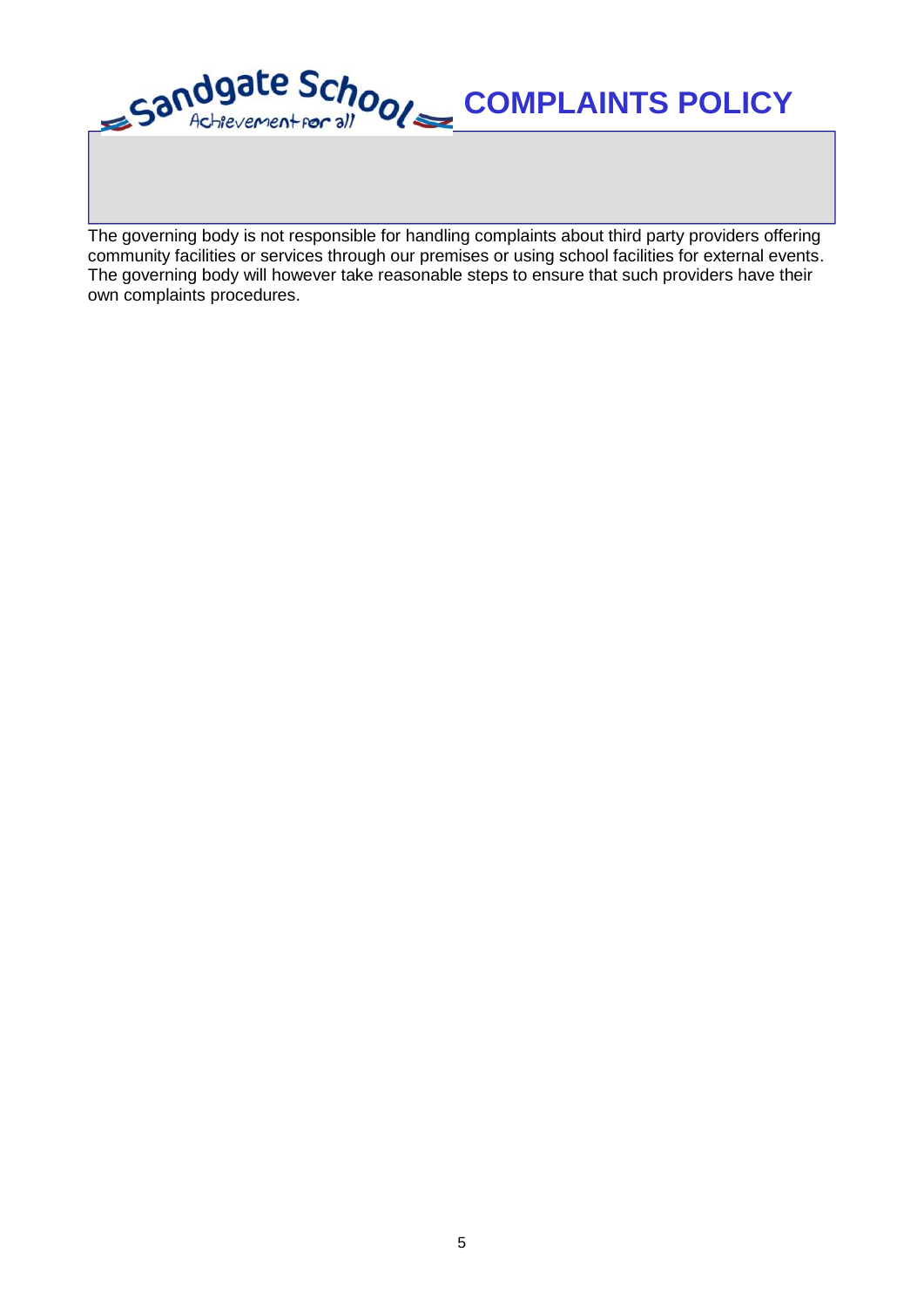The governing body is not responsible for handling complaints about third party providers offering community facilities or services through our premises or using school facilities for external events. The governing body will however take reasonable steps to ensure that such providers have their own complaints procedures.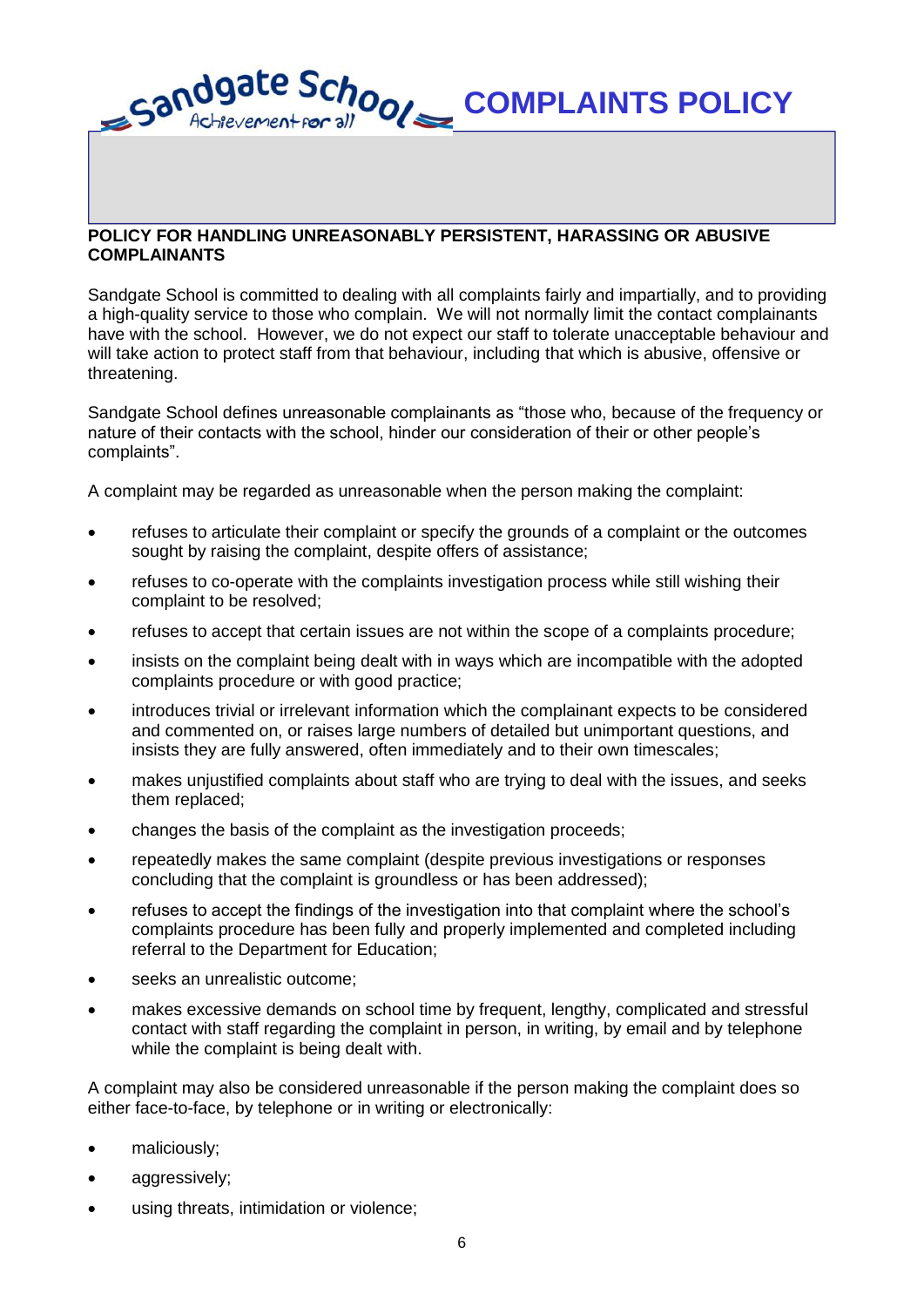## POLICY FOR HANDLING UNREASONABLY PERSISTENT, HARASSING OR ABUSIVE COMPLAINANTS

Sandgate School is committed to dealing with all complaints fairly and impartially, and to providing a high-quality service to those who complain. We will not normally limit the contact complainants have with the school. However, we do not expect our staff to tolerate unacceptable behaviour and will take action to protect staff from that behaviour, including that which is abusive, offensive or threatening.

Sandgate School defines unreasonable complainants as "those who, because of the frequency or nature of their contacts with the school, hinder our consideration of their or other people's complaints".

A complaint may be regarded as unreasonable when the person making the complaint:

- refuses to articulate their complaint or specify the grounds of a complaint or the outcomes sought by raising the complaint, despite offers of assistance;
- refuses to co-operate with the complaints investigation process while still wishing their complaint to be resolved;
- refuses to accept that certain issues are not within the scope of a complaints procedure;
- insists on the complaint being dealt with in ways which are incompatible with the adopted complaints procedure or with good practice;
- introduces trivial or irrelevant information which the complainant expects to be considered and commented on, or raises large numbers of detailed but unimportant questions, and insists they are fully answered, often immediately and to their own timescales;
- makes unjustified complaints about staff who are trying to deal with the issues, and seeks them replaced;
- changes the basis of the complaint as the investigation proceeds;
- repeatedly makes the same complaint (despite previous investigations or responses concluding that the complaint is groundless or has been addressed);
- refuses to accept the findings of the investigation into that complaint where the school's complaints procedure has been fully and properly implemented and completed including referral to the Department for Education;
- seeks an unrealistic outcome;
- makes excessive demands on school time by frequent, lengthy, complicated and stressful contact with staff regarding the complaint in person, in writing, by email and by telephone while the complaint is being dealt with.

A complaint may also be considered unreasonable if the person making the complaint does so either face-to-face, by telephone or in writing or electronically:

- maliciously;
- aggressively;
- using threats, intimidation or violence;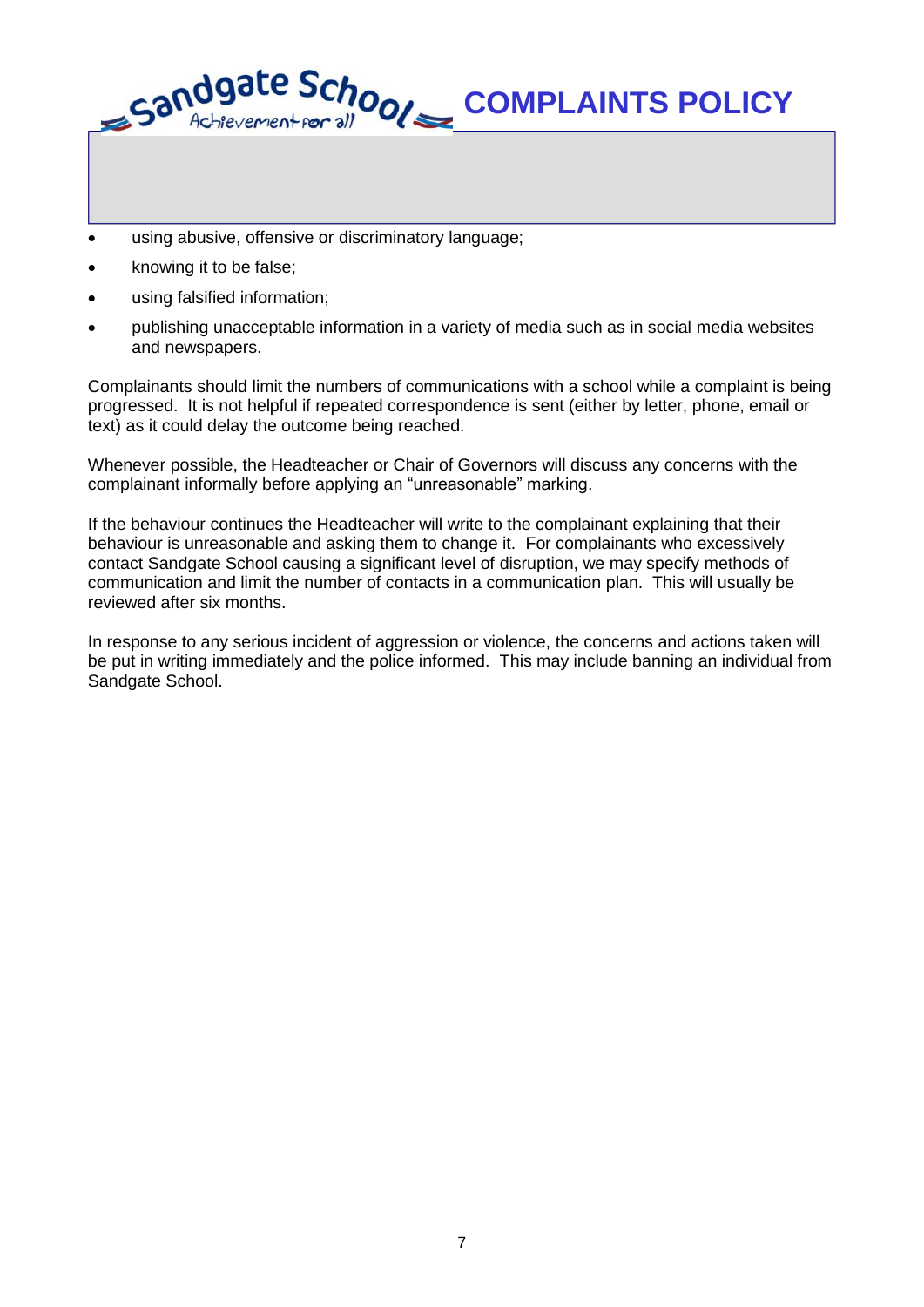- using abusive, offensive or discriminatory language;
- knowing it to be false;
- using falsified information;
- publishing unacceptable information in a variety of media such as in social media websites and newspapers.

Complainants should limit the numbers of communications with a school while a complaint is being progressed. It is not helpful if repeated correspondence is sent (either by letter, phone, email or text) as it could delay the outcome being reached.

Whenever possible, the Headteacher or Chair of Governors will discuss any concerns with the complainant informally before applying an "unreasonable" marking.

If the behaviour continues the Headteacher will write to the complainant explaining that their behaviour is unreasonable and asking them to change it. For complainants who excessively contact Sandgate School causing a significant level of disruption, we may specify methods of communication and limit the number of contacts in a communication plan. This will usually be reviewed after six months.

In response to any serious incident of aggression or violence, the concerns and actions taken will be put in writing immediately and the police informed. This may include banning an individual from Sandgate School.